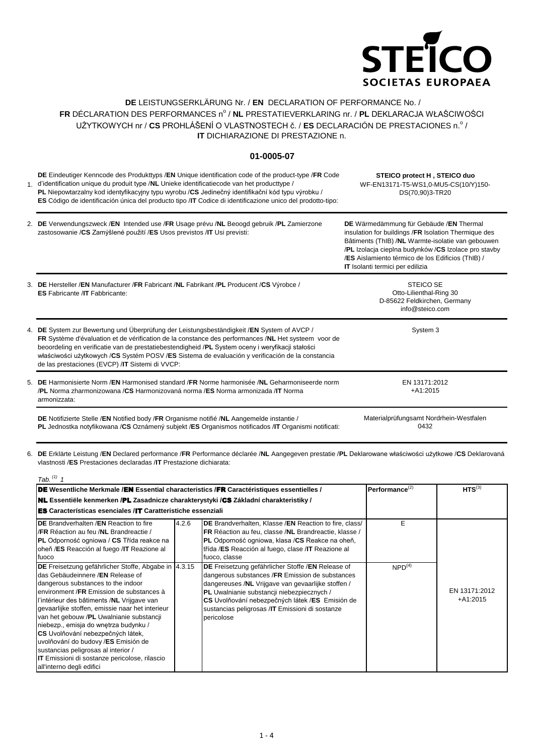STEICO
SOCIETAS EUROPAEA

# **DE** LEISTUNGSERKLÄRUNG Nr. / **EN** DECLARATION OF PERFORMANCE No. / **FR** DÉCLARATION DES PERFORMANCES n° / **NL** PRESTATIEVERKLARING nr. / **PL** DEKLARACJA WŁAŚCIWOŚCI UŻYTKOWYCH nr / **CS** PROHLÁŠENÍ O VLASTNOSTECH č. / **ES** DECLARACIÓN DE PRESTACIONES n.° / **IT** DICHIARAZIONE DI PRESTAZIONE n.

## 01-0005-07

1. **DE** Eindeutiger Kenncode des Produkttyps /**EN** Unique identification code of the product-type /**FR** Code d'identification unique du produit type /**NL** Unieke identificatiecode van het producttype / **PL** Niepowtarzalny kod identyfikacyjny typu wyrobu /**CS** Jedinečný identifikační kód typu výrobku / **ES** Código de identificación única del producto tipo /**IT** Codice di identificazione unico del prodotto-tipo:

   **STEICO protect H , STEICO duo**
   WF-EN13171-T5-WS1,0-MU5-CS(10/Y)150-DS(70,90)3-TR20

2. **DE** Verwendungszweck /**EN** Intended use /**FR** Usage prévu /**NL** Beoogd gebruik /**PL** Zamierzone zastosowanie /**CS** Zamýšlené použití /**ES** Usos previstos /**IT** Usi previsti:

   **DE** Wärmedämmung für Gebäude /**EN** Thermal insulation for buildings /**FR** Isolation Thermique des Bâtiments (ThIB) /**NL** Warmte-isolatie van gebouwen /**PL** Izolacja cieplna budynków /**CS** Izolace pro stavby /**ES** Aislamiento térmico de los Edificios (ThIB) / **IT** Isolanti termici per edilizia

3. **DE** Hersteller /**EN** Manufacturer /**FR** Fabricant /**NL** Fabrikant /**PL** Producent /**CS** Výrobce / **ES** Fabricante /**IT** Fabbricante:

   STEICO SE
   Otto-Lilienthal-Ring 30
   D-85622 Feldkirchen, Germany
   info@steico.com

4. **DE** System zur Bewertung und Überprüfung der Leistungsbeständigkeit /**EN** System of AVCP / **FR** Système d'évaluation et de vérification de la constance des performances /**NL** Het systeem voor de beoordeling en verificatie van de prestatiebestendigheid /**PL** System oceny i weryfikacji stałości właściwości użytkowych /**CS** Systém POSV /**ES** Sistema de evaluación y verificación de la constancia de las prestaciones (EVCP) /**IT** Sistemi di VVCP:

   System 3

5. **DE** Harmonisierte Norm /**EN** Harmonised standard /**FR** Norme harmonisée /**NL** Geharmoniseerde norm /**PL** Norma zharmonizowana /**CS** Harmonizovaná norma /**ES** Norma armonizada /**IT** Norma armonizzata:

   EN 13171:2012
   +A1:2015

   **DE** Notifizierte Stelle /**EN** Notified body /**FR** Organisme notifié /**NL** Aangemelde instantie / **PL** Jednostka notyfikowana /**CS** Oznámený subjekt /**ES** Organismos notificados /**IT** Organismi notificati:

   Materialprüfungsamt Nordrhein-Westfalen
   0432

6. **DE** Erklärte Leistung /**EN** Declared performance /**FR** Performance déclarée /**NL** Aangegeven prestatie /**PL** Deklarowane właściwości użytkowe /**CS** Deklarovaná vlastnosti /**ES** Prestaciones declaradas /**IT** Prestazione dichiarata:

*Tab. [(1)] 1*

| **DE** Wesentliche Merkmale /**EN** Essential characteristics /**FR** Caractéristiques essentielles / **NL** Essentiële kenmerken /**PL** Zasadnicze charakterystyki /**CS** Základní charakteristiky / **ES** Características esenciales /**IT** Caratteristiche essenziali | | | Performance[(2)] | HTS[(3)] |
|---|---|---|---|---|
| **DE** Brandverhalten /**EN** Reaction to fire /**FR** Réaction au feu /**NL** Brandreactie / **PL** Odporność ogniowa / **CS** Třída reakce na oheň /**ES** Reacción al fuego /**IT** Reazione al fuoco | 4.2.6 | **DE** Brandverhalten, Klasse /**EN** Reaction to fire, class/ **FR** Réaction au feu, classe /**NL** Brandreactie, klasse / **PL** Odporność ogniowa, klasa /**CS** Reakce na oheň, třída /**ES** Reacción al fuego, clase /**IT** Reazione al fuoco, classe | E | EN 13171:2012 +A1:2015 |
| **DE** Freisetzung gefährlicher Stoffe, Abgabe in das Gebäudeinnere /**EN** Release of dangerous substances to the indoor environment /**FR** Emission de substances à l'intérieur des bâtiments /**NL** Vrijgave van gevaarlijke stoffen, emissie naar het interieur van het gebouw /**PL** Uwalnianie substancji niebezp., emisja do wnętrza budynku / **CS** Uvolňování nebezpečných látek, uvolňování do budovy /**ES** Emisión de sustancias peligrosas al interior / **IT** Emissioni di sostanze pericolose, rilascio all'interno degli edifici | 4.3.15 | **DE** Freisetzung gefährlicher Stoffe /**EN** Release of dangerous substances /**FR** Emission de substances dangereuses /**NL** Vrijgave van gevaarlijke stoffen / **PL** Uwalnianie substancji niebezpiecznych / **CS** Uvolňování nebezpečných látek /**ES** Emisión de sustancias peligrosas /**IT** Emissioni di sostanze pericolose | NPD[(4)] | |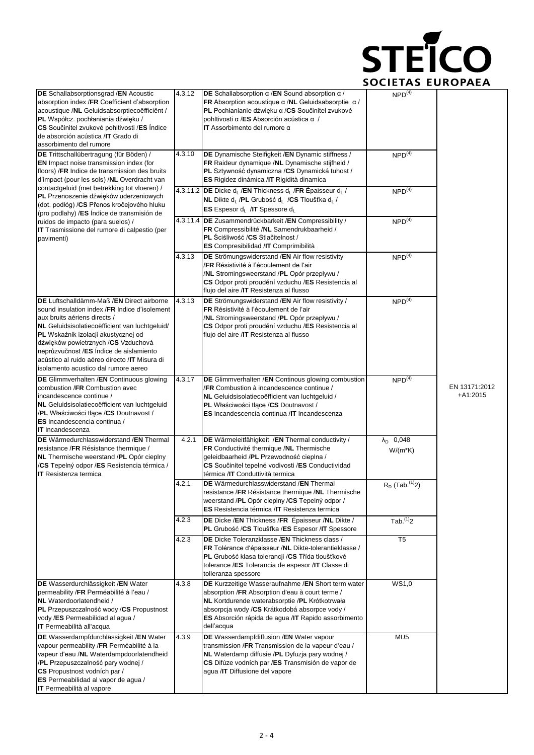| **DE** Schallabsorptionsgrad /**EN** Acoustic absorption index /**FR** Coefficient d'absorption acoustique /**NL** Geluidsabsorptiecoëfficiënt / **PL** Współcz. pochłaniania dźwięku / **CS** Součinitel zvukové pohltivosti /**ES** Índice de absorción acústica /**IT** Grado di assorbimento del rumore | 4.3.12 | **DE** Schallabsorption α /**EN** Sound absorption α / **FR** Absorption acoustique α /**NL** Geluidsabsorptie α / **PL** Pochłanianie dźwięku α /**CS** Součinitel zvukové pohltivosti α /**ES** Absorción acústica α / **IT** Assorbimento del rumore α | NPD[4] | EN 13171:2012 +A1:2015 |
|---|---|---|---|---|
| **DE** Trittschallübertragung (für Böden) / **EN** Impact noise transmission index (for floors) /**FR** Indice de transmission des bruits d'impact (pour les sols) /**NL** Overdracht van contactgeluid (met betrekking tot vloeren) / **PL** Przenoszenie dźwięków uderzeniowych (dot. podłóg) /**CS** Přenos kročejového hluku (pro podlahy) /**ES** Índice de transmisión de ruidos de impacto (para suelos) / **IT** Trasmissione del rumore di calpestio (per pavimenti) | 4.3.10 | **DE** Dynamische Steifigkeit /**EN** Dynamic stiffness / **FR** Raideur dynamique /**NL** Dynamische stijfheid / **PL** Sztywność dynamiczna /**CS** Dynamická tuhost / **ES** Rigidez dinámica /**IT** Rigidità dinamica | NPD[4] | |
| | 4.3.11.2 | **DE** Dicke $d_L$ /**EN** Thickness $d_L$ /**FR** Épaisseur $d_L$ / **NL** Dikte $d_L$ /**PL** Grubość $d_L$ /**CS** Tloušťka $d_L$ / **ES** Espesor $d_L$ /**IT** Spessore $d_L$ | NPD[4] | |
| | 4.3.11.4 | **DE** Zusammendrückbarkeit /**EN** Compressibility / **FR** Compressibilité /**NL** Samendrukbaarheid / **PL** Ściśliwość /**CS** Stlačitelnost / **ES** Compresibilidad /**IT** Comprimibilità | NPD[4] | |
| | 4.3.13 | **DE** Strömungswiderstand /**EN** Air flow resistivity /**FR** Résistivité à l'écoulement de l'air /**NL** Stromingsweerstand /**PL** Opór przepływu / **CS** Odpor proti proudění vzduchu /**ES** Resistencia al flujo del aire /**IT** Resistenza al flusso | NPD[4] | |
| **DE** Luftschalldämm-Maß /**EN** Direct airborne sound insulation index /**FR** Indice d'isolement aux bruits aériens directs / **NL** Geluidsisolatiecoëfficient van luchtgeluid/ **PL** Wskaźnik izolacji akustycznej od dźwięków powietrznych /**CS** Vzduchová neprůzvučnost /**ES** Índice de aislamiento acústico al ruido aéreo directo /**IT** Misura di isolamento acustico dal rumore aereo | 4.3.13 | **DE** Strömungswiderstand /**EN** Air flow resistivity / **FR** Résistivité à l'écoulement de l'air /**NL** Stromingsweerstand /**PL** Opór przepływu / **CS** Odpor proti proudění vzduchu /**ES** Resistencia al flujo del aire /**IT** Resistenza al flusso | NPD[4] | |
| **DE** Glimmverhalten /**EN** Continuous glowing combustion /**FR** Combustion avec incandescence continue / **NL** Geluidsisolatiecoëfficient van luchtgeluid /**PL** Właściwości tlące /**CS** Doutnavost / **ES** Incandescencia continua / **IT** Incandescenza | 4.3.17 | **DE** Glimmverhalten /**EN** Continous glowing combustion /**FR** Combustion à incandescence continue / **NL** Geluidsisolatiecoëfficient van luchtgeluid / **PL** Właściwości tlące /**CS** Doutnavost / **ES** Incandescencia continua /**IT** Incandescenza | NPD[4] | |
| **DE** Wärmedurchlasswiderstand /**EN** Thermal resistance /**FR** Résistance thermique / **NL** Thermische weerstand /**PL** Opór cieplny /**CS** Tepelný odpor /**ES** Resistencia térmica / **IT** Resistenza termica | 4.2.1 | **DE** Wärmeleitfähigkeit /**EN** Thermal conductivity / **FR** Conductivité thermique /**NL** Thermische geleidbaarheid /**PL** Przewodność cieplna / **CS** Součinitel tepelné vodivosti /**ES** Conductividad térmica /**IT** Conduttività termica | $\lambda_D$ 0,048 W/(m*K) | |
| | 4.2.1 | **DE** Wärmedurchlasswiderstand /**EN** Thermal resistance /**FR** Résistance thermique /**NL** Thermische weerstand /**PL** Opór cieplny /**CS** Tepelný odpor / **ES** Resistencia térmica /**IT** Resistenza termica | $R_D$ (Tab.[1]2) | |
| | 4.2.3 | **DE** Dicke /**EN** Thickness /**FR** Épaisseur /**NL** Dikte / **PL** Grubość /**CS** Tloušťka /**ES** Espesor /**IT** Spessore | Tab.[1]2 | |
| | 4.2.3 | **DE** Dicke Toleranzklasse /**EN** Thickness class / **FR** Tolérance d'épaisseur /**NL** Dikte-tolerantieklasse / **PL** Grubość klasa tolerancji /**CS** Třída tloušťkové tolerance /**ES** Tolerancia de espesor /**IT** Classe di tolleranza spessore | T5 | |
| **DE** Wasserdurchlässigkeit /**EN** Water permeability /**FR** Perméabilité à l'eau / **NL** Waterdoorlatendheid / **PL** Przepuszczalność wody /**CS** Propustnost vody /**ES** Permeabilidad al agua / **IT** Permeabilità all'acqua | 4.3.8 | **DE** Kurzzeitige Wasseraufnahme /**EN** Short term water absorption /**FR** Absorption d'eau à court terme / **NL** Kortdurende waterabsorptie /**PL** Krótkotrwała absorpcja wody /**CS** Krátkodobá absorpce vody / **ES** Absorción rápida de agua /**IT** Rapido assorbimento dell'acqua | WS1,0 | |
| **DE** Wasserdampfdurchlässigkeit /**EN** Water vapour permeability /**FR** Perméabilité à la vapeur d'eau /**NL** Waterdampdoorlatendheid /**PL** Przepuszczalność pary wodnej / **CS** Propustnost vodních par / **ES** Permeabilidad al vapor de agua / **IT** Permeabilità al vapore | 4.3.9 | **DE** Wasserdampfdiffusion /**EN** Water vapour transmission /**FR** Transmission de la vapeur d'eau / **NL** Waterdamp diffusie /**PL** Dyfuzja pary wodnej / **CS** Difúze vodních par /**ES** Transmisión de vapor de agua /**IT** Diffusione del vapore | MU5 | |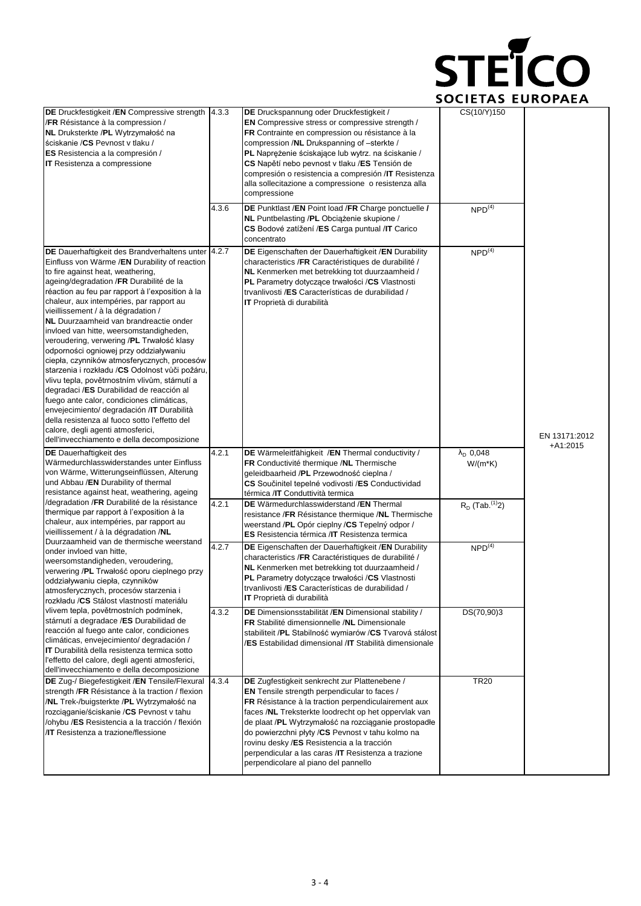**STEICO**
SOCIETAS EUROPAEA

| | | | | |
|---|---|---|---|---|
| **DE** Druckfestigkeit /**EN** Compressive strength /**FR** Résistance à la compression / **NL** Druksterkte /**PL** Wytrzymałość na ściskanie /**CS** Pevnost v tlaku / **ES** Resistencia a la compresión / **IT** Resistenza a compressione | 4.3.3 | **DE** Druckspannung oder Druckfestigkeit / **EN** Compressive stress or compressive strength / **FR** Contrainte en compression ou résistance à la compression /**NL** Drukspanning of –sterkte / **PL** Naprężenie ściskające lub wytrz. na ściskanie / **CS** Napětí nebo pevnost v tlaku /**ES** Tensión de compresión o resistencia a compresión /**IT** Resistenza alla sollecitazione a compressione o resistenza alla compressione | CS(10/Y)150 | EN 13171:2012 +A1:2015 |
| | 4.3.6 | **DE** Punktlast /**EN** Point load /**FR** Charge ponctuelle / **NL** Puntbelasting /**PL** Obciążenie skupione / **CS** Bodové zatížení /**ES** Carga puntual /**IT** Carico concentrato | NPD[4] | |
| **DE** Dauerhaftigkeit des Brandverhaltens unter Einfluss von Wärme /**EN** Durability of reaction to fire against heat, weathering, ageing/degradation /**FR** Durabilité de la réaction au feu par rapport à l'exposition à la chaleur, aux intempéries, par rapport au vieillissement / à la dégradation / **NL** Duurzaamheid van brandreactie onder invloed van hitte, weersomstandigheden, veroudering, verwering /**PL** Trwałość klasy odporności ogniowej przy oddziaływaniu ciepła, czynników atmosferycznych, procesów starzenia i rozkładu /**CS** Odolnost vůči požáru, vlivu tepla, povětrnostním vlivům, stárnutí a degradaci /**ES** Durabilidad de reacción al fuego ante calor, condiciones climáticas, envejecimiento/ degradación /**IT** Durabilità della resistenza al fuoco sotto l'effetto del calore, degli agenti atmosferici, dell'invecchiamento e della decomposizione | 4.2.7 | **DE** Eigenschaften der Dauerhaftigkeit /**EN** Durability characteristics /**FR** Caractéristiques de durabilité / **NL** Kenmerken met betrekking tot duurzaamheid / **PL** Parametry dotyczące trwałości /**CS** Vlastnosti trvanlivosti /**ES** Características de durabilidad / **IT** Proprietà di durabilità | NPD[4] | |
| **DE** Dauerhaftigkeit des Wärmedurchlasswiderstandes unter Einfluss von Wärme, Witterungseinflüssen, Alterung und Abbau /**EN** Durability of thermal resistance against heat, weathering, ageing /degradation /**FR** Durabilité de la résistance thermique par rapport à l'exposition à la chaleur, aux intempéries, par rapport au vieillissement / à la dégradation /**NL** Duurzaamheid van de thermische weerstand onder invloed van hitte, weersomstandigheden, veroudering, verwering /**PL** Trwałość oporu cieplnego przy oddziaływaniu ciepła, czynników atmosferycznych, procesów starzenia i rozkładu /**CS** Stálost vlastností materiálu vlivem tepla, povětrnostních podmínek, stárnutí a degradace /**ES** Durabilidad de reacción al fuego ante calor, condiciones climáticas, envejecimiento/ degradación / **IT** Durabilità della resistenza termica sotto l'effetto del calore, degli agenti atmosferici, dell'invecchiamento e della decomposizione | 4.2.1 | **DE** Wärmeleitfähigkeit /**EN** Thermal conductivity / **FR** Conductivité thermique /**NL** Thermische geleidbaarheid /**PL** Przewodność cieplna / **CS** Součinitel tepelné vodivosti /**ES** Conductividad térmica /**IT** Conduttività termica | $\lambda_D$ 0,048 W/(m*K) | |
| | 4.2.1 | **DE** Wärmedurchlasswiderstand /**EN** Thermal resistance /**FR** Résistance thermique /**NL** Thermische weerstand /**PL** Opór cieplny /**CS** Tepelný odpor / **ES** Resistencia térmica /**IT** Resistenza termica | $R_D$ (Tab.[1]2) | |
| | 4.2.7 | **DE** Eigenschaften der Dauerhaftigkeit /**EN** Durability characteristics /**FR** Caractéristiques de durabilité / **NL** Kenmerken met betrekking tot duurzaamheid / **PL** Parametry dotyczące trwałości /**CS** Vlastnosti trvanlivosti /**ES** Características de durabilidad / **IT** Proprietà di durabilità | NPD[4] | |
| | 4.3.2 | **DE** Dimensionsstabilität /**EN** Dimensional stability / **FR** Stabilité dimensionnelle /**NL** Dimensionale stabiliteit /**PL** Stabilność wymiarów /**CS** Tvarová stálost /**ES** Estabilidad dimensional /**IT** Stabilità dimensionale | DS(70,90)3 | |
| **DE** Zug-/ Biegefestigkeit /**EN** Tensile/Flexural strength /**FR** Résistance à la traction / flexion /**NL** Trek-/buigsterkte /**PL** Wytrzymałość na rozciąganie/ściskanie /**CS** Pevnost v tahu /ohybu /**ES** Resistencia a la tracción / flexión /**IT** Resistenza a trazione/flessione | 4.3.4 | **DE** Zugfestigkeit senkrecht zur Plattenebene / **EN** Tensile strength perpendicular to faces / **FR** Résistance à la traction perpendiculairement aux faces /**NL** Treksterkte loodrecht op het oppervlak van de plaat /**PL** Wytrzymałość na rozciąganie prostopadłe do powierzchni płyty /**CS** Pevnost v tahu kolmo na rovinu desky /**ES** Resistencia a la tracción perpendicular a las caras /**IT** Resistenza a trazione perpendicolare al piano del pannello | TR20 | |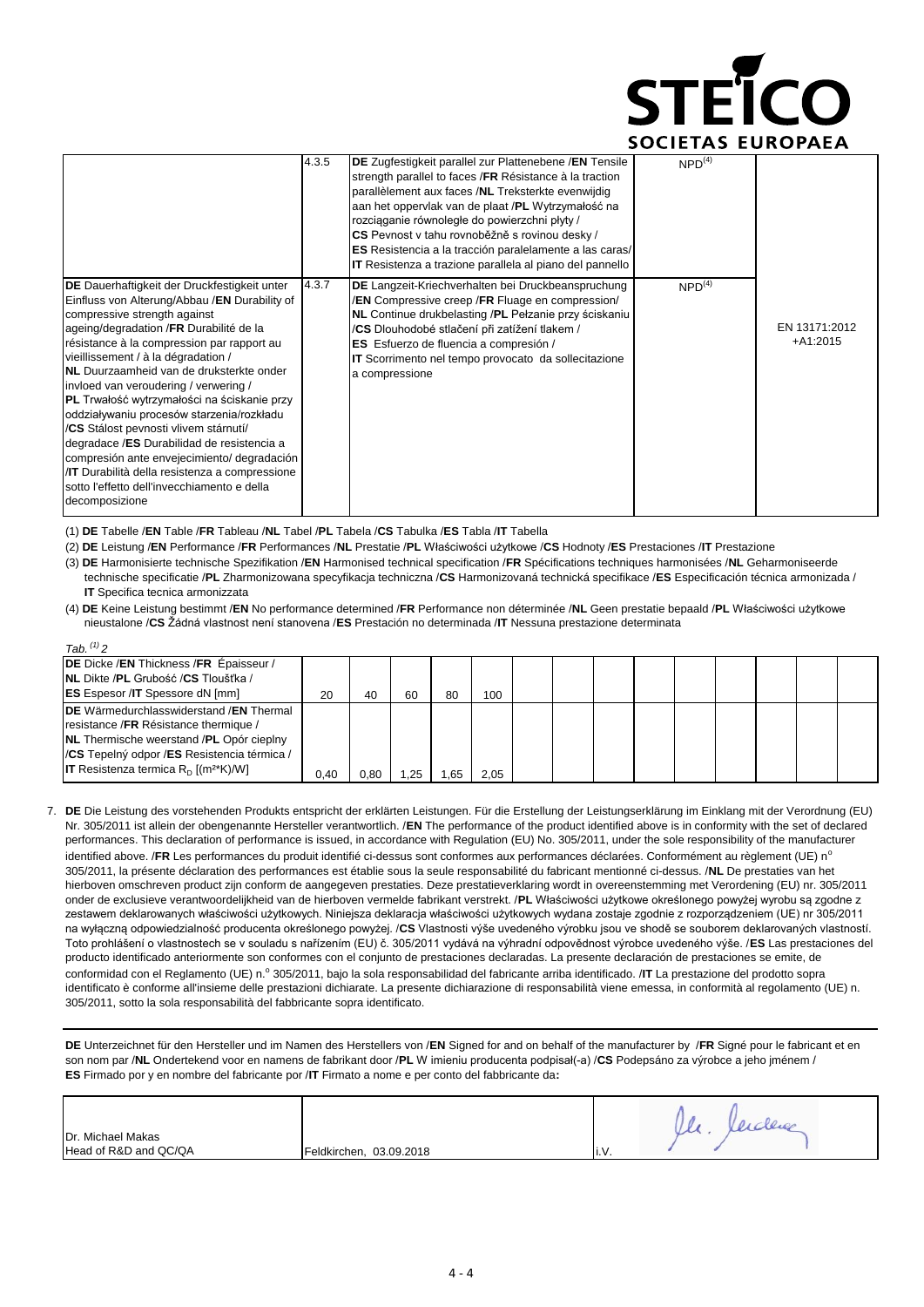| | | | | |
|---|---|---|---|---|
| | 4.3.5 | **DE** Zugfestigkeit parallel zur Plattenebene /**EN** Tensile strength parallel to faces /**FR** Résistance à la traction parallèlement aux faces /**NL** Treksterkte evenwijdig aan het oppervlak van de plaat /**PL** Wytrzymałość na rozciąganie równoległe do powierzchni płyty / **CS** Pevnost v tahu rovnoběžně s rovinou desky / **ES** Resistencia a la tracción paralelamente a las caras/ **IT** Resistenza a trazione parallela al piano del pannello | NPD[4] | EN 13171:2012 +A1:2015 |
| **DE** Dauerhaftigkeit der Druckfestigkeit unter Einfluss von Alterung/Abbau /**EN** Durability of compressive strength against ageing/degradation /**FR** Durabilité de la résistance à la compression par rapport au vieillissement / à la dégradation / **NL** Duurzaamheid van de druksterkte onder invloed van veroudering / verwering / **PL** Trwałość wytrzymałości na ściskanie przy oddziaływaniu procesów starzenia/rozkładu /**CS** Stálost pevnosti vlivem stárnutí/ degradace /**ES** Durabilidad de resistencia a compresión ante envejecimiento/ degradación /**IT** Durabilità della resistenza a compressione sotto l'effetto dell'invecchiamento e della decomposizione | 4.3.7 | **DE** Langzeit-Kriechverhalten bei Druckbeanspruchung /**EN** Compressive creep /**FR** Fluage en compression/ **NL** Continue drukbelasting /**PL** Pełzanie przy ściskaniu /**CS** Dlouhodobé stlačení při zatížení tlakem / **ES** Esfuerzo de fluencia a compresión / **IT** Scorrimento nel tempo provocato da sollecitazione a compressione | NPD[4] | |

(1) **DE** Tabelle /**EN** Table /**FR** Tableau /**NL** Tabel /**PL** Tabela /**CS** Tabulka /**ES** Tabla /**IT** Tabella

(2) **DE** Leistung /**EN** Performance /**FR** Performances /**NL** Prestatie /**PL** Właściwości użytkowe /**CS** Hodnoty /**ES** Prestaciones /**IT** Prestazione

(3) **DE** Harmonisierte technische Spezifikation /**EN** Harmonised technical specification /**FR** Spécifications techniques harmonisées /**NL** Geharmoniseerde technische specificatie /**PL** Zharmonizowana specyfikacja techniczna /**CS** Harmonizovaná technická specifikace /**ES** Especificación técnica armonizada / **IT** Specifica tecnica armonizzata

(4) **DE** Keine Leistung bestimmt /**EN** No performance determined /**FR** Performance non déterminée /**NL** Geen prestatie bepaald /**PL** Właściwości użytkowe nieustalone /**CS** Žádná vlastnost není stanovena /**ES** Prestación no determinada /**IT** Nessuna prestazione determinata

*Tab.* [(1)] *2*

| | | | | | | | | | | | | | | | |
|---|---|---|---|---|---|---|---|---|---|---|---|---|---|---|---|
| **DE** Dicke /**EN** Thickness /**FR** Épaisseur / **NL** Dikte /**PL** Grubość /**CS** Tloušťka / **ES** Espesor /**IT** Spessore dN [mm] | 20 | 40 | 60 | 80 | 100 | | | | | | | | | | |
| **DE** Wärmedurchlasswiderstand /**EN** Thermal resistance /**FR** Résistance thermique / **NL** Thermische weerstand /**PL** Opór cieplny /**CS** Tepelný odpor /**ES** Resistencia térmica / **IT** Resistenza termica $R_D$ [(m²*K)/W] | 0,40 | 0,80 | 1,25 | 1,65 | 2,05 | | | | | | | | | | |

7. **DE** Die Leistung des vorstehenden Produkts entspricht der erklärten Leistungen. Für die Erstellung der Leistungserklärung im Einklang mit der Verordnung (EU) Nr. 305/2011 ist allein der obengenannte Hersteller verantwortlich. /**EN** The performance of the product identified above is in conformity with the set of declared performances. This declaration of performance is issued, in accordance with Regulation (EU) No. 305/2011, under the sole responsibility of the manufacturer identified above. /**FR** Les performances du produit identifié ci-dessus sont conformes aux performances déclarées. Conformément au règlement (UE) n° 305/2011, la présente déclaration des performances est établie sous la seule responsabilité du fabricant mentionné ci-dessus. /**NL** De prestaties van het hierboven omschreven product zijn conform de aangegeven prestaties. Deze prestatieverklaring wordt in overeenstemming met Verordening (EU) nr. 305/2011 onder de exclusieve verantwoordelijkheid van de hierboven vermelde fabrikant verstrekt. /**PL** Właściwości użytkowe określonego powyżej wyrobu są zgodne z zestawem deklarowanych właściwości użytkowych. Niniejsza deklaracja właściwości użytkowych wydana zostaje zgodnie z rozporządzeniem (UE) nr 305/2011 na wyłączną odpowiedzialność producenta określonego powyżej. /**CS** Vlastnosti výše uvedeného výrobku jsou ve shodě se souborem deklarovaných vlastností. Toto prohlášení o vlastnostech se v souladu s nařízením (EU) č. 305/2011 vydává na výhradní odpovědnost výrobce uvedeného výše. /**ES** Las prestaciones del producto identificado anteriormente son conformes con el conjunto de prestaciones declaradas. La presente declaración de prestaciones se emite, de conformidad con el Reglamento (UE) n.° 305/2011, bajo la sola responsabilidad del fabricante arriba identificado. /**IT** La prestazione del prodotto sopra identificato è conforme all'insieme delle prestazioni dichiarate. La presente dichiarazione di responsabilità viene emessa, in conformità al regolamento (UE) n. 305/2011, sotto la sola responsabilità del fabbricante sopra identificato.

**DE** Unterzeichnet für den Hersteller und im Namen des Herstellers von /**EN** Signed for and on behalf of the manufacturer by /**FR** Signé pour le fabricant et en son nom par /**NL** Ondertekend voor en namens de fabrikant door /**PL** W imieniu producenta podpisał(-a) /**CS** Podepsáno za výrobce a jeho jménem / **ES** Firmado por y en nombre del fabricante por /**IT** Firmato a nome e per conto del fabbricante da**:**

| | | |
|---|---|---|
| Dr. Michael Makas<br>Head of R&D and QC/QA | Feldkirchen, 03.09.2018 | i.V. |